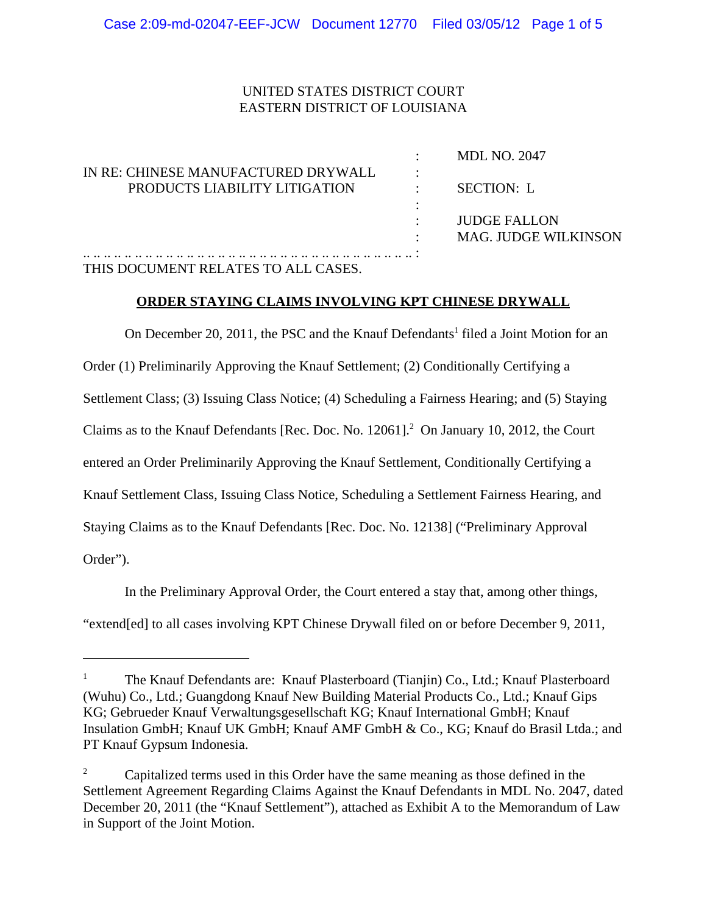UNITED STATES DISTRICT COURT
EASTERN DISTRICT OF LOUISIANA

| | | |
|---|---|---|
| IN RE: CHINESE MANUFACTURED DRYWALL PRODUCTS LIABILITY LITIGATION | : | MDL NO. 2047 |
| | : | SECTION: L |
| | : | JUDGE FALLON |
| | : | MAG. JUDGE WILKINSON |
| THIS DOCUMENT RELATES TO ALL CASES. | : | |

## ORDER STAYING CLAIMS INVOLVING KPT CHINESE DRYWALL

On December 20, 2011, the PSC and the Knauf Defendants[1] filed a Joint Motion for an Order (1) Preliminarily Approving the Knauf Settlement; (2) Conditionally Certifying a Settlement Class; (3) Issuing Class Notice; (4) Scheduling a Fairness Hearing; and (5) Staying Claims as to the Knauf Defendants [Rec. Doc. No. 12061].[2] On January 10, 2012, the Court entered an Order Preliminarily Approving the Knauf Settlement, Conditionally Certifying a Knauf Settlement Class, Issuing Class Notice, Scheduling a Settlement Fairness Hearing, and Staying Claims as to the Knauf Defendants [Rec. Doc. No. 12138] ("Preliminary Approval Order").

In the Preliminary Approval Order, the Court entered a stay that, among other things, "extend[ed] to all cases involving KPT Chinese Drywall filed on or before December 9, 2011,

---

[1] The Knauf Defendants are: Knauf Plasterboard (Tianjin) Co., Ltd.; Knauf Plasterboard (Wuhu) Co., Ltd.; Guangdong Knauf New Building Material Products Co., Ltd.; Knauf Gips KG; Gebrueder Knauf Verwaltungsgesellschaft KG; Knauf International GmbH; Knauf Insulation GmbH; Knauf UK GmbH; Knauf AMF GmbH & Co., KG; Knauf do Brasil Ltda.; and PT Knauf Gypsum Indonesia.

[2] Capitalized terms used in this Order have the same meaning as those defined in the Settlement Agreement Regarding Claims Against the Knauf Defendants in MDL No. 2047, dated December 20, 2011 (the "Knauf Settlement"), attached as Exhibit A to the Memorandum of Law in Support of the Joint Motion.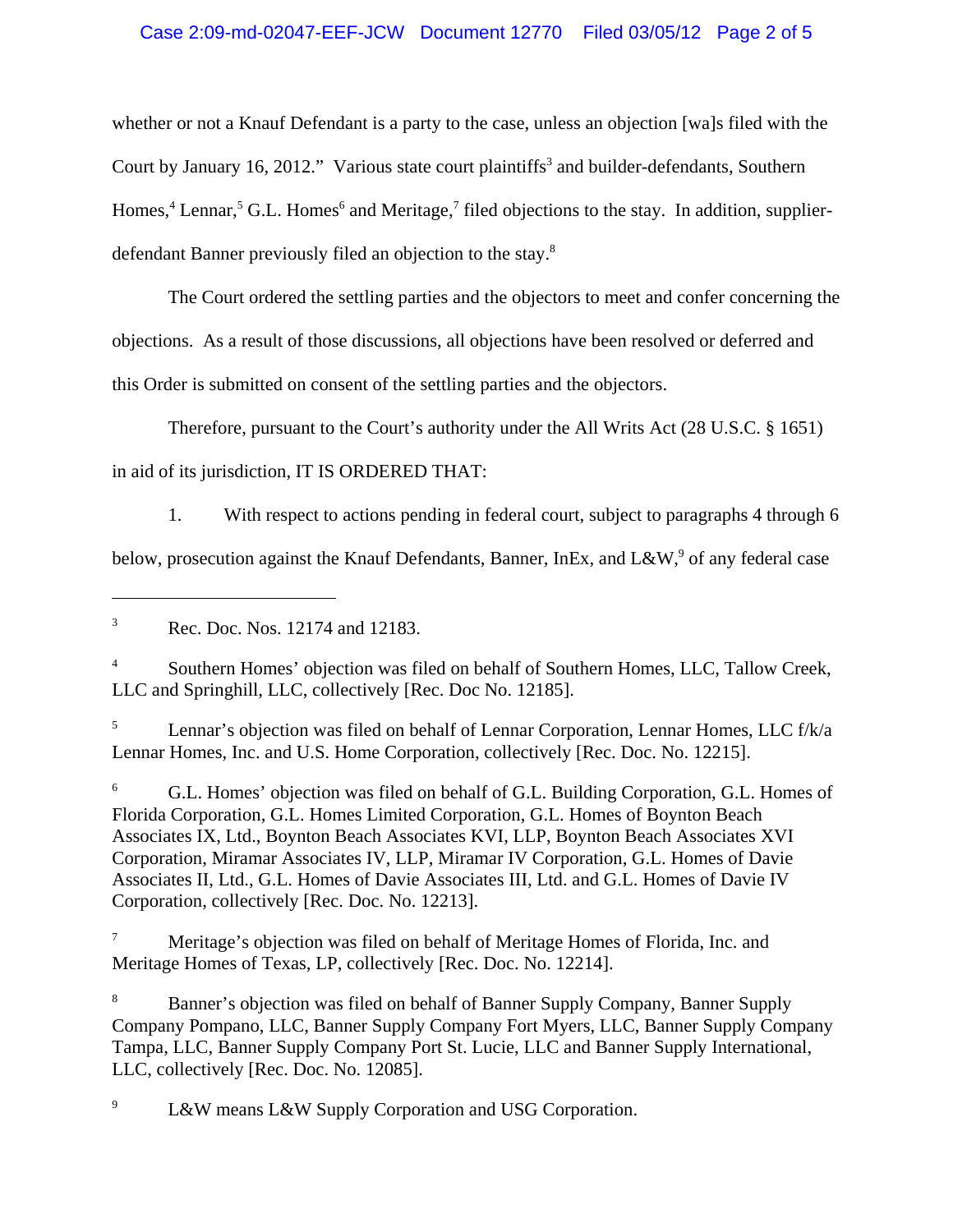whether or not a Knauf Defendant is a party to the case, unless an objection [wa]s filed with the Court by January 16, 2012." Various state court plaintiffs[3] and builder-defendants, Southern Homes,[4] Lennar,[5] G.L. Homes[6] and Meritage,[7] filed objections to the stay. In addition, supplier-defendant Banner previously filed an objection to the stay.[8]

The Court ordered the settling parties and the objectors to meet and confer concerning the objections. As a result of those discussions, all objections have been resolved or deferred and this Order is submitted on consent of the settling parties and the objectors.

Therefore, pursuant to the Court's authority under the All Writs Act (28 U.S.C. § 1651) in aid of its jurisdiction, IT IS ORDERED THAT:

1. With respect to actions pending in federal court, subject to paragraphs 4 through 6 below, prosecution against the Knauf Defendants, Banner, InEx, and L&W,[9] of any federal case

---

[3] Rec. Doc. Nos. 12174 and 12183.

[4] Southern Homes' objection was filed on behalf of Southern Homes, LLC, Tallow Creek, LLC and Springhill, LLC, collectively [Rec. Doc No. 12185].

[5] Lennar's objection was filed on behalf of Lennar Corporation, Lennar Homes, LLC f/k/a Lennar Homes, Inc. and U.S. Home Corporation, collectively [Rec. Doc. No. 12215].

[6] G.L. Homes' objection was filed on behalf of G.L. Building Corporation, G.L. Homes of Florida Corporation, G.L. Homes Limited Corporation, G.L. Homes of Boynton Beach Associates IX, Ltd., Boynton Beach Associates KVI, LLP, Boynton Beach Associates XVI Corporation, Miramar Associates IV, LLP, Miramar IV Corporation, G.L. Homes of Davie Associates II, Ltd., G.L. Homes of Davie Associates III, Ltd. and G.L. Homes of Davie IV Corporation, collectively [Rec. Doc. No. 12213].

[7] Meritage's objection was filed on behalf of Meritage Homes of Florida, Inc. and Meritage Homes of Texas, LP, collectively [Rec. Doc. No. 12214].

[8] Banner's objection was filed on behalf of Banner Supply Company, Banner Supply Company Pompano, LLC, Banner Supply Company Fort Myers, LLC, Banner Supply Company Tampa, LLC, Banner Supply Company Port St. Lucie, LLC and Banner Supply International, LLC, collectively [Rec. Doc. No. 12085].

[9] L&W means L&W Supply Corporation and USG Corporation.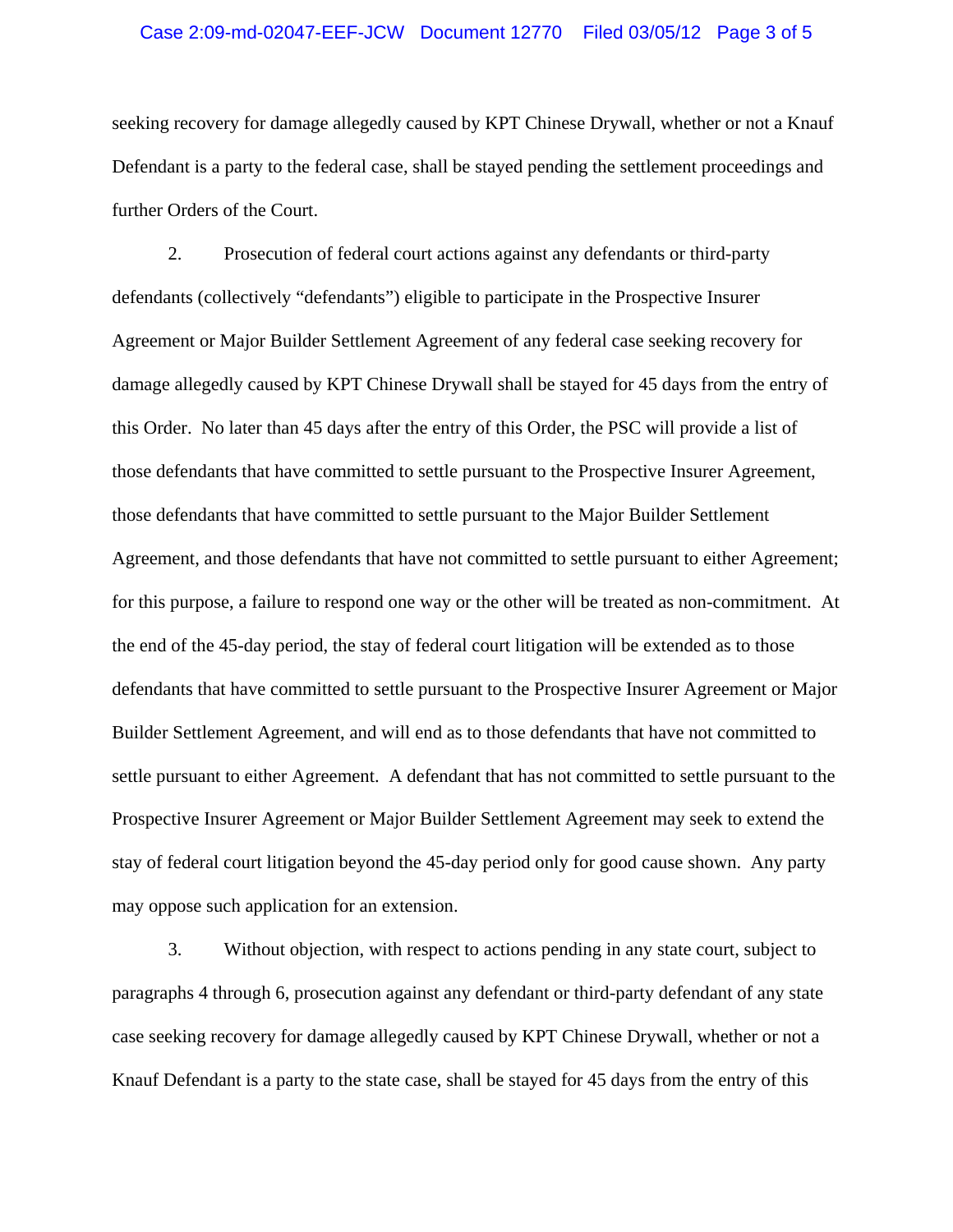seeking recovery for damage allegedly caused by KPT Chinese Drywall, whether or not a Knauf Defendant is a party to the federal case, shall be stayed pending the settlement proceedings and further Orders of the Court.

2. Prosecution of federal court actions against any defendants or third-party defendants (collectively "defendants") eligible to participate in the Prospective Insurer Agreement or Major Builder Settlement Agreement of any federal case seeking recovery for damage allegedly caused by KPT Chinese Drywall shall be stayed for 45 days from the entry of this Order. No later than 45 days after the entry of this Order, the PSC will provide a list of those defendants that have committed to settle pursuant to the Prospective Insurer Agreement, those defendants that have committed to settle pursuant to the Major Builder Settlement Agreement, and those defendants that have not committed to settle pursuant to either Agreement; for this purpose, a failure to respond one way or the other will be treated as non-commitment. At the end of the 45-day period, the stay of federal court litigation will be extended as to those defendants that have committed to settle pursuant to the Prospective Insurer Agreement or Major Builder Settlement Agreement, and will end as to those defendants that have not committed to settle pursuant to either Agreement. A defendant that has not committed to settle pursuant to the Prospective Insurer Agreement or Major Builder Settlement Agreement may seek to extend the stay of federal court litigation beyond the 45-day period only for good cause shown. Any party may oppose such application for an extension.

3. Without objection, with respect to actions pending in any state court, subject to paragraphs 4 through 6, prosecution against any defendant or third-party defendant of any state case seeking recovery for damage allegedly caused by KPT Chinese Drywall, whether or not a Knauf Defendant is a party to the state case, shall be stayed for 45 days from the entry of this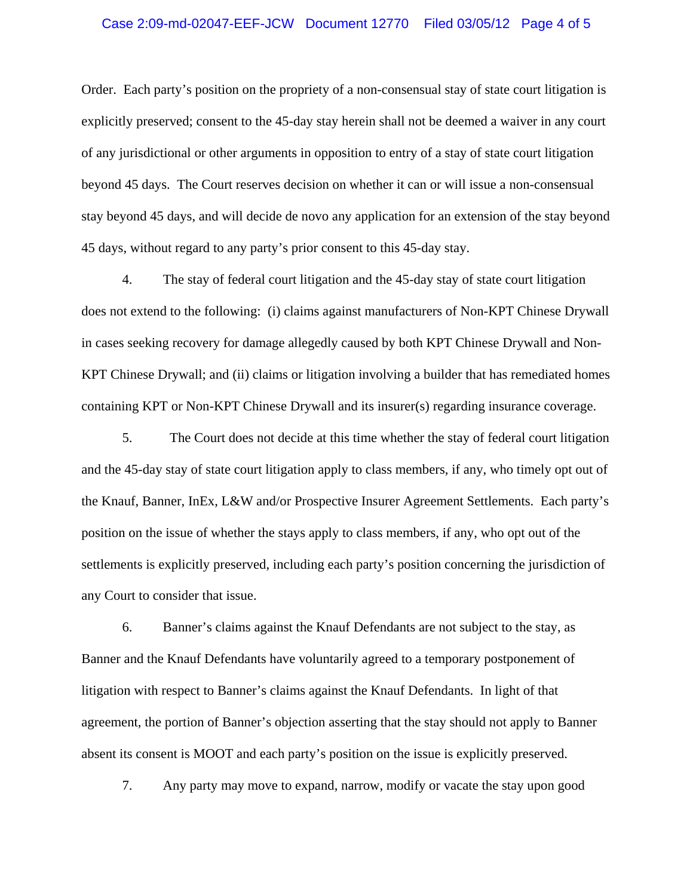Order. Each party's position on the propriety of a non-consensual stay of state court litigation is explicitly preserved; consent to the 45-day stay herein shall not be deemed a waiver in any court of any jurisdictional or other arguments in opposition to entry of a stay of state court litigation beyond 45 days. The Court reserves decision on whether it can or will issue a non-consensual stay beyond 45 days, and will decide de novo any application for an extension of the stay beyond 45 days, without regard to any party's prior consent to this 45-day stay.

4. The stay of federal court litigation and the 45-day stay of state court litigation does not extend to the following: (i) claims against manufacturers of Non-KPT Chinese Drywall in cases seeking recovery for damage allegedly caused by both KPT Chinese Drywall and Non-KPT Chinese Drywall; and (ii) claims or litigation involving a builder that has remediated homes containing KPT or Non-KPT Chinese Drywall and its insurer(s) regarding insurance coverage.

5. The Court does not decide at this time whether the stay of federal court litigation and the 45-day stay of state court litigation apply to class members, if any, who timely opt out of the Knauf, Banner, InEx, L&W and/or Prospective Insurer Agreement Settlements. Each party's position on the issue of whether the stays apply to class members, if any, who opt out of the settlements is explicitly preserved, including each party's position concerning the jurisdiction of any Court to consider that issue.

6. Banner's claims against the Knauf Defendants are not subject to the stay, as Banner and the Knauf Defendants have voluntarily agreed to a temporary postponement of litigation with respect to Banner's claims against the Knauf Defendants. In light of that agreement, the portion of Banner's objection asserting that the stay should not apply to Banner absent its consent is MOOT and each party's position on the issue is explicitly preserved.

7. Any party may move to expand, narrow, modify or vacate the stay upon good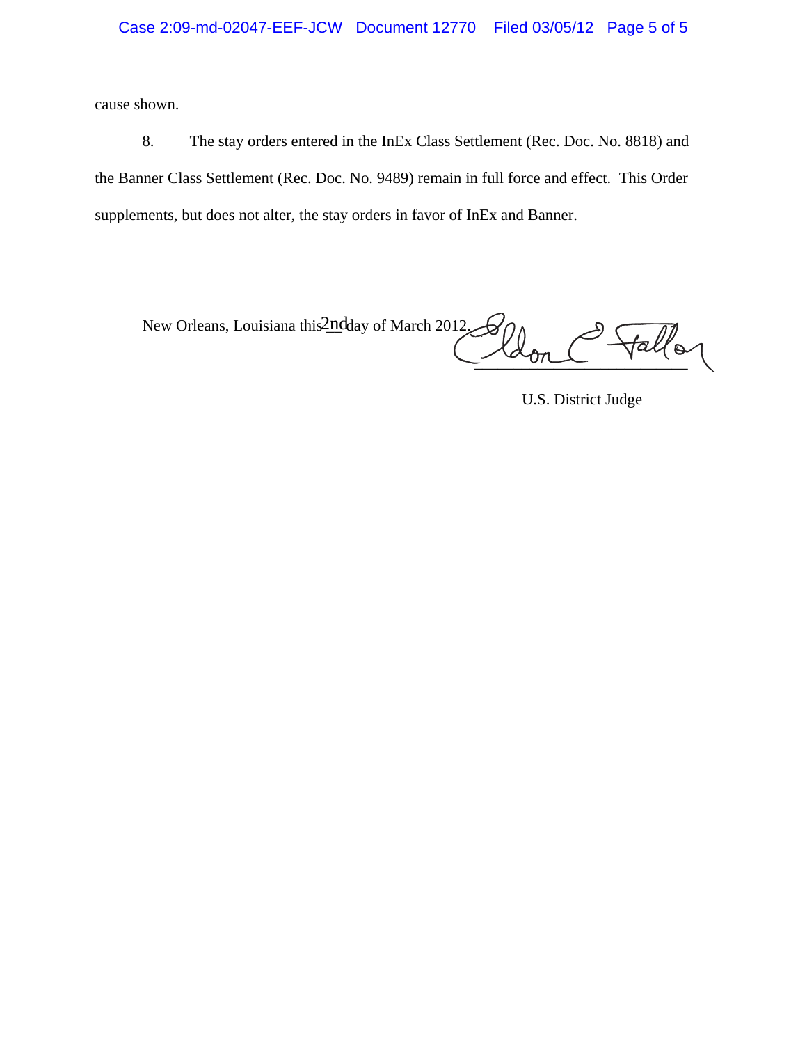cause shown.

8. The stay orders entered in the InEx Class Settlement (Rec. Doc. No. 8818) and the Banner Class Settlement (Rec. Doc. No. 9489) remain in full force and effect. This Order supplements, but does not alter, the stay orders in favor of InEx and Banner.

New Orleans, Louisiana this 2nd day of March 2012.

Eldon E. Fallon

U.S. District Judge